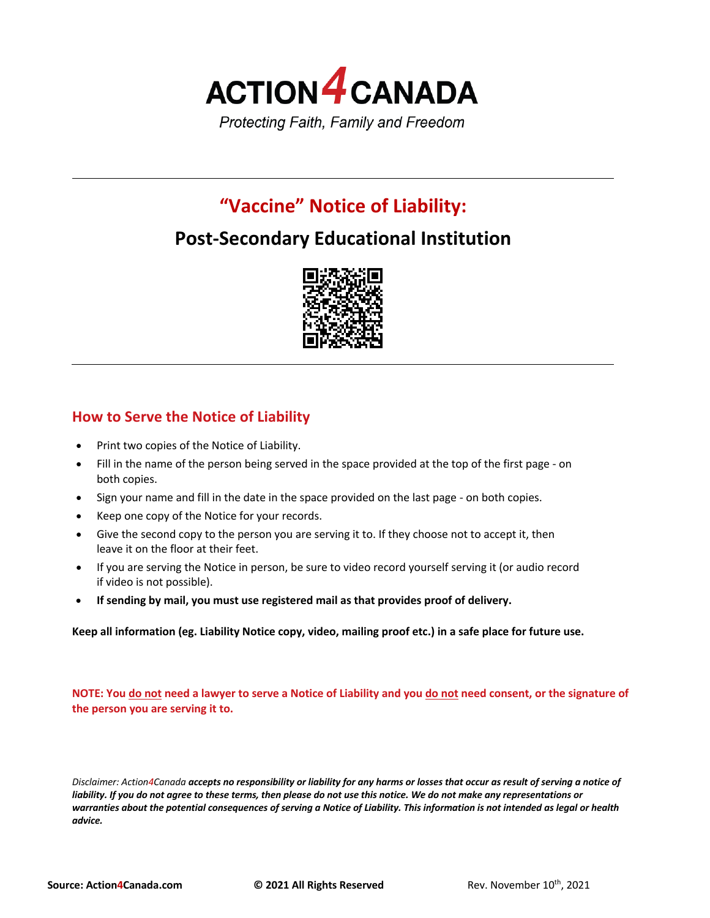# ACTION4CANADA

*Protecting Faith, Family and Freedom*

---

## "Vaccine" Notice of Liability:

## Post-Secondary Educational Institution

---

### How to Serve the Notice of Liability

- Print two copies of the Notice of Liability.
- Fill in the name of the person being served in the space provided at the top of the first page - on both copies.
- Sign your name and fill in the date in the space provided on the last page - on both copies.
- Keep one copy of the Notice for your records.
- Give the second copy to the person you are serving it to. If they choose not to accept it, then leave it on the floor at their feet.
- If you are serving the Notice in person, be sure to video record yourself serving it (or audio record if video is not possible).
- **If sending by mail, you must use registered mail as that provides proof of delivery.**

**Keep all information (eg. Liability Notice copy, video, mailing proof etc.) in a safe place for future use.**

**NOTE: You do not need a lawyer to serve a Notice of Liability and you do not need consent, or the signature of the person you are serving it to.**

*Disclaimer: Action4Canada* ***accepts no responsibility or liability for any harms or losses that occur as result of serving a notice of liability. If you do not agree to these terms, then please do not use this notice. We do not make any representations or warranties about the potential consequences of serving a Notice of Liability. This information is not intended as legal or health advice.***

**Source: Action4Canada.com** **© 2021 All Rights Reserved** Rev. November 10th, 2021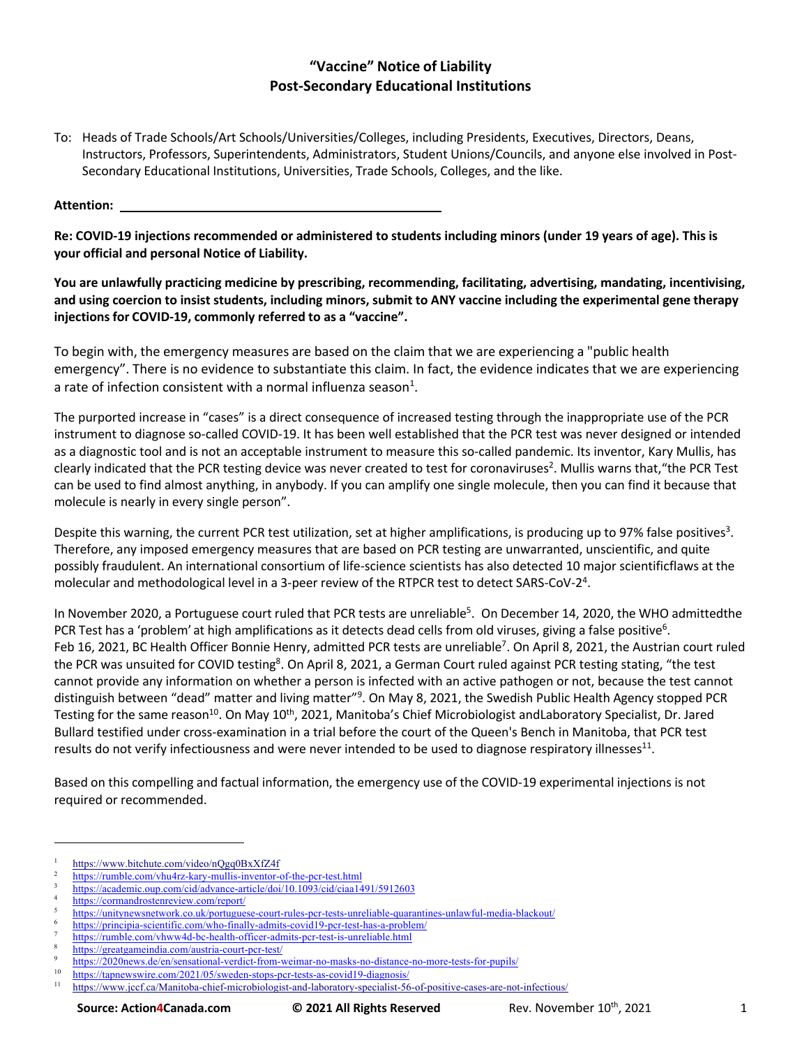# "Vaccine" Notice of Liability
# Post-Secondary Educational Institutions

To: Heads of Trade Schools/Art Schools/Universities/Colleges, including Presidents, Executives, Directors, Deans, Instructors, Professors, Superintendents, Administrators, Student Unions/Councils, and anyone else involved in Post-Secondary Educational Institutions, Universities, Trade Schools, Colleges, and the like.

**Attention:** ______________________________________________

**Re: COVID-19 injections recommended or administered to students including minors (under 19 years of age). This is your official and personal Notice of Liability.**

**You are unlawfully practicing medicine by prescribing, recommending, facilitating, advertising, mandating, incentivising, and using coercion to insist students, including minors, submit to ANY vaccine including the experimental gene therapy injections for COVID-19, commonly referred to as a "vaccine".**

To begin with, the emergency measures are based on the claim that we are experiencing a "public health emergency". There is no evidence to substantiate this claim. In fact, the evidence indicates that we are experiencing a rate of infection consistent with a normal influenza season[1].

The purported increase in "cases" is a direct consequence of increased testing through the inappropriate use of the PCR instrument to diagnose so-called COVID-19. It has been well established that the PCR test was never designed or intended as a diagnostic tool and is not an acceptable instrument to measure this so-called pandemic. Its inventor, Kary Mullis, has clearly indicated that the PCR testing device was never created to test for coronaviruses[2]. Mullis warns that,"the PCR Test can be used to find almost anything, in anybody. If you can amplify one single molecule, then you can find it because that molecule is nearly in every single person".

Despite this warning, the current PCR test utilization, set at higher amplifications, is producing up to 97% false positives[3]. Therefore, any imposed emergency measures that are based on PCR testing are unwarranted, unscientific, and quite possibly fraudulent. An international consortium of life-science scientists has also detected 10 major scientificflaws at the molecular and methodological level in a 3-peer review of the RTPCR test to detect SARS-CoV-2[4].

In November 2020, a Portuguese court ruled that PCR tests are unreliable[5]. On December 14, 2020, the WHO admittedthe PCR Test has a 'problem' at high amplifications as it detects dead cells from old viruses, giving a false positive[6]. Feb 16, 2021, BC Health Officer Bonnie Henry, admitted PCR tests are unreliable[7]. On April 8, 2021, the Austrian court ruled the PCR was unsuited for COVID testing[8]. On April 8, 2021, a German Court ruled against PCR testing stating, "the test cannot provide any information on whether a person is infected with an active pathogen or not, because the test cannot distinguish between "dead" matter and living matter"[9]. On May 8, 2021, the Swedish Public Health Agency stopped PCR Testing for the same reason[10]. On May 10th, 2021, Manitoba's Chief Microbiologist andLaboratory Specialist, Dr. Jared Bullard testified under cross-examination in a trial before the court of the Queen's Bench in Manitoba, that PCR test results do not verify infectiousness and were never intended to be used to diagnose respiratory illnesses[11].

Based on this compelling and factual information, the emergency use of the COVID-19 experimental injections is not required or recommended.

---

1. https://www.bitchute.com/video/nQgq0BxXfZ4f
2. https://rumble.com/vhu4rz-kary-mullis-inventor-of-the-pcr-test.html
3. https://academic.oup.com/cid/advance-article/doi/10.1093/cid/ciaa1491/5912603
4. https://cormandrostenreview.com/report/
5. https://unitynewsnetwork.co.uk/portuguese-court-rules-pcr-tests-unreliable-quarantines-unlawful-media-blackout/
6. https://principia-scientific.com/who-finally-admits-covid19-pcr-test-has-a-problem/
7. https://rumble.com/vhww4d-bc-health-officer-admits-pcr-test-is-unreliable.html
8. https://greatgameindia.com/austria-court-pcr-test/
9. https://2020news.de/en/sensational-verdict-from-weimar-no-masks-no-distance-no-more-tests-for-pupils/
10. https://tapnewswire.com/2021/05/sweden-stops-pcr-tests-as-covid19-diagnosis/
11. https://www.jccf.ca/Manitoba-chief-microbiologist-and-laboratory-specialist-56-of-positive-cases-are-not-infectious/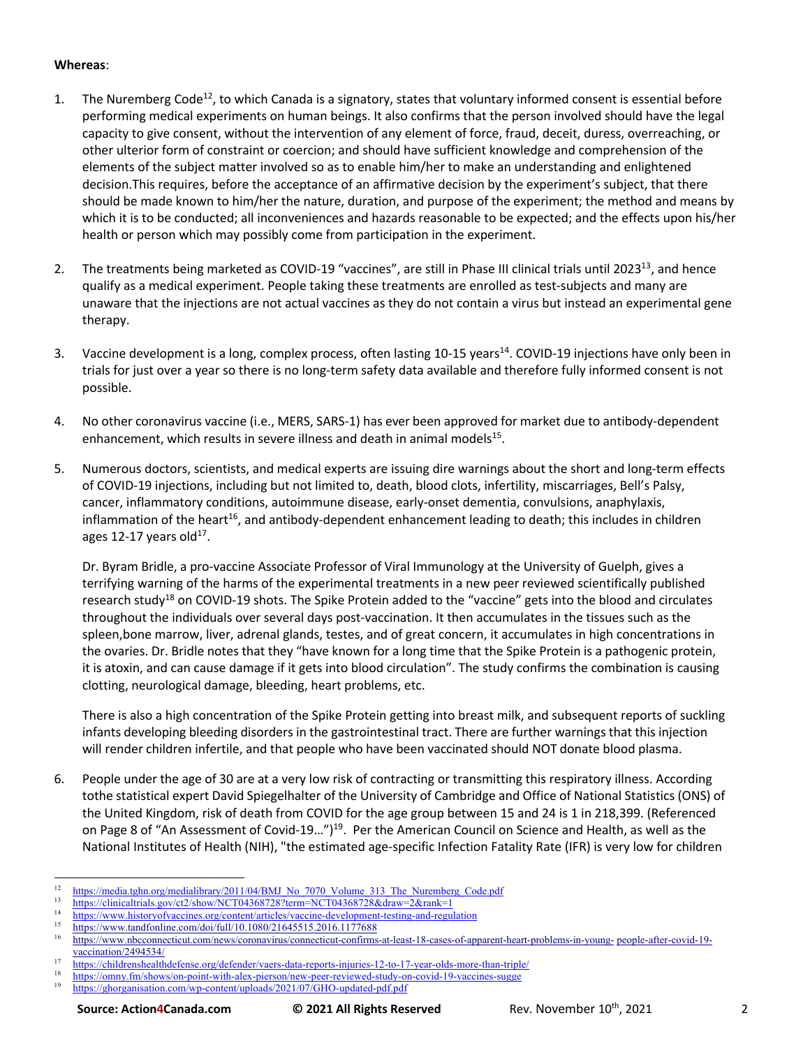**Whereas**:

1. The Nuremberg Code[12], to which Canada is a signatory, states that voluntary informed consent is essential before performing medical experiments on human beings. It also confirms that the person involved should have the legal capacity to give consent, without the intervention of any element of force, fraud, deceit, duress, overreaching, or other ulterior form of constraint or coercion; and should have sufficient knowledge and comprehension of the elements of the subject matter involved so as to enable him/her to make an understanding and enlightened decision.This requires, before the acceptance of an affirmative decision by the experiment's subject, that there should be made known to him/her the nature, duration, and purpose of the experiment; the method and means by which it is to be conducted; all inconveniences and hazards reasonable to be expected; and the effects upon his/her health or person which may possibly come from participation in the experiment.

2. The treatments being marketed as COVID-19 "vaccines", are still in Phase III clinical trials until 2023[13], and hence qualify as a medical experiment. People taking these treatments are enrolled as test-subjects and many are unaware that the injections are not actual vaccines as they do not contain a virus but instead an experimental gene therapy.

3. Vaccine development is a long, complex process, often lasting 10-15 years[14]. COVID-19 injections have only been in trials for just over a year so there is no long-term safety data available and therefore fully informed consent is not possible.

4. No other coronavirus vaccine (i.e., MERS, SARS-1) has ever been approved for market due to antibody-dependent enhancement, which results in severe illness and death in animal models[15].

5. Numerous doctors, scientists, and medical experts are issuing dire warnings about the short and long-term effects of COVID-19 injections, including but not limited to, death, blood clots, infertility, miscarriages, Bell's Palsy, cancer, inflammatory conditions, autoimmune disease, early-onset dementia, convulsions, anaphylaxis, inflammation of the heart[16], and antibody-dependent enhancement leading to death; this includes in children ages 12-17 years old[17].

   Dr. Byram Bridle, a pro-vaccine Associate Professor of Viral Immunology at the University of Guelph, gives a terrifying warning of the harms of the experimental treatments in a new peer reviewed scientifically published research study[18] on COVID-19 shots. The Spike Protein added to the "vaccine" gets into the blood and circulates throughout the individuals over several days post-vaccination. It then accumulates in the tissues such as the spleen,bone marrow, liver, adrenal glands, testes, and of great concern, it accumulates in high concentrations in the ovaries. Dr. Bridle notes that they "have known for a long time that the Spike Protein is a pathogenic protein, it is atoxin, and can cause damage if it gets into blood circulation". The study confirms the combination is causing clotting, neurological damage, bleeding, heart problems, etc.

   There is also a high concentration of the Spike Protein getting into breast milk, and subsequent reports of suckling infants developing bleeding disorders in the gastrointestinal tract. There are further warnings that this injection will render children infertile, and that people who have been vaccinated should NOT donate blood plasma.

6. People under the age of 30 are at a very low risk of contracting or transmitting this respiratory illness. According tothe statistical expert David Spiegelhalter of the University of Cambridge and Office of National Statistics (ONS) of the United Kingdom, risk of death from COVID for the age group between 15 and 24 is 1 in 218,399. (Referenced on Page 8 of "An Assessment of Covid-19...")[19]. Per the American Council on Science and Health, as well as the National Institutes of Health (NIH), "the estimated age-specific Infection Fatality Rate (IFR) is very low for children

---

[12] https://media.tghn.org/medialibrary/2011/04/BMJ_No_7070_Volume_313_The_Nuremberg_Code.pdf
[13] https://clinicaltrials.gov/ct2/show/NCT04368728?term=NCT04368728&draw=2&rank=1
[14] https://www.historyofvaccines.org/content/articles/vaccine-development-testing-and-regulation
[15] https://www.tandfonline.com/doi/full/10.1080/21645515.2016.1177688
[16] https://www.nbcconnecticut.com/news/coronavirus/connecticut-confirms-at-least-18-cases-of-apparent-heart-problems-in-young- people-after-covid-19-vaccination/2494534/
[17] https://childrenshealthdefense.org/defender/vaers-data-reports-injuries-12-to-17-year-olds-more-than-triple/
[18] https://omny.fm/shows/on-point-with-alex-pierson/new-peer-reviewed-study-on-covid-19-vaccines-sugge
[19] https://ghorganisation.com/wp-content/uploads/2021/07/GHO-updated-pdf.pdf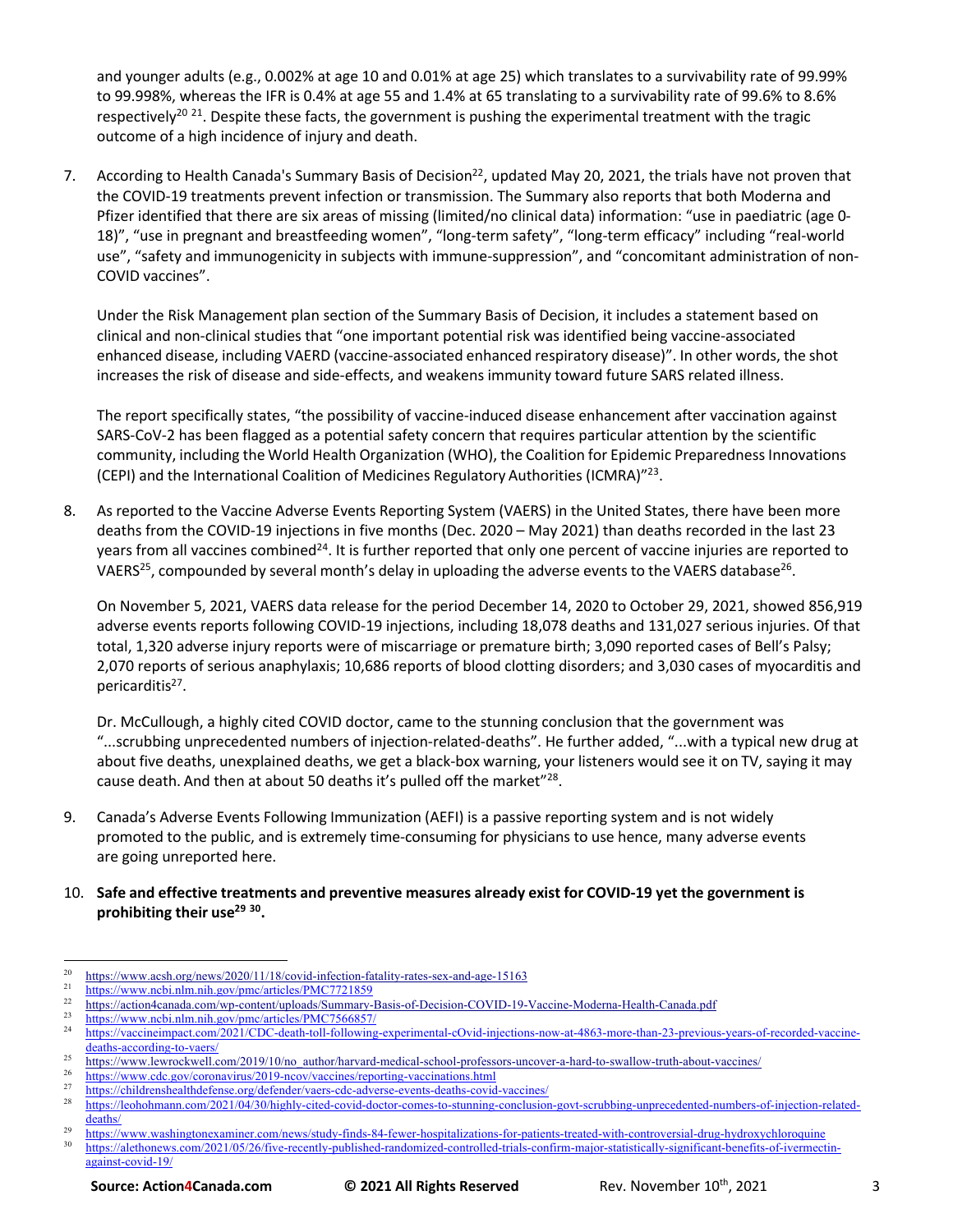and younger adults (e.g., 0.002% at age 10 and 0.01% at age 25) which translates to a survivability rate of 99.99% to 99.998%, whereas the IFR is 0.4% at age 55 and 1.4% at 65 translating to a survivability rate of 99.6% to 8.6% respectively[20 21]. Despite these facts, the government is pushing the experimental treatment with the tragic outcome of a high incidence of injury and death.

7. According to Health Canada's Summary Basis of Decision[22], updated May 20, 2021, the trials have not proven that the COVID-19 treatments prevent infection or transmission. The Summary also reports that both Moderna and Pfizer identified that there are six areas of missing (limited/no clinical data) information: "use in paediatric (age 0-18)", "use in pregnant and breastfeeding women", "long-term safety", "long-term efficacy" including "real-world use", "safety and immunogenicity in subjects with immune-suppression", and "concomitant administration of non-COVID vaccines".

   Under the Risk Management plan section of the Summary Basis of Decision, it includes a statement based on clinical and non-clinical studies that "one important potential risk was identified being vaccine-associated enhanced disease, including VAERD (vaccine-associated enhanced respiratory disease)". In other words, the shot increases the risk of disease and side-effects, and weakens immunity toward future SARS related illness.

   The report specifically states, "the possibility of vaccine-induced disease enhancement after vaccination against SARS-CoV-2 has been flagged as a potential safety concern that requires particular attention by the scientific community, including the World Health Organization (WHO), the Coalition for Epidemic Preparedness Innovations (CEPI) and the International Coalition of Medicines Regulatory Authorities (ICMRA)"[23].

8. As reported to the Vaccine Adverse Events Reporting System (VAERS) in the United States, there have been more deaths from the COVID-19 injections in five months (Dec. 2020 – May 2021) than deaths recorded in the last 23 years from all vaccines combined[24]. It is further reported that only one percent of vaccine injuries are reported to VAERS[25], compounded by several month's delay in uploading the adverse events to the VAERS database[26].

   On November 5, 2021, VAERS data release for the period December 14, 2020 to October 29, 2021, showed 856,919 adverse events reports following COVID-19 injections, including 18,078 deaths and 131,027 serious injuries. Of that total, 1,320 adverse injury reports were of miscarriage or premature birth; 3,090 reported cases of Bell's Palsy; 2,070 reports of serious anaphylaxis; 10,686 reports of blood clotting disorders; and 3,030 cases of myocarditis and pericarditis[27].

   Dr. McCullough, a highly cited COVID doctor, came to the stunning conclusion that the government was "...scrubbing unprecedented numbers of injection-related-deaths". He further added, "...with a typical new drug at about five deaths, unexplained deaths, we get a black-box warning, your listeners would see it on TV, saying it may cause death. And then at about 50 deaths it's pulled off the market"[28].

9. Canada's Adverse Events Following Immunization (AEFI) is a passive reporting system and is not widely promoted to the public, and is extremely time-consuming for physicians to use hence, many adverse events are going unreported here.

10. **Safe and effective treatments and preventive measures already exist for COVID-19 yet the government is prohibiting their use[29 30].**

---

[20] https://www.acsh.org/news/2020/11/18/covid-infection-fatality-rates-sex-and-age-15163
[21] https://www.ncbi.nlm.nih.gov/pmc/articles/PMC7721859
[22] https://action4canada.com/wp-content/uploads/Summary-Basis-of-Decision-COVID-19-Vaccine-Moderna-Health-Canada.pdf
[23] https://www.ncbi.nlm.nih.gov/pmc/articles/PMC7566857/
[24] https://vaccineimpact.com/2021/CDC-death-toll-following-experimental-cOvid-injections-now-at-4863-more-than-23-previous-years-of-recorded-vaccine-deaths-according-to-vaers/
[25] https://www.lewrockwell.com/2019/10/no_author/harvard-medical-school-professors-uncover-a-hard-to-swallow-truth-about-vaccines/
[26] https://www.cdc.gov/coronavirus/2019-ncov/vaccines/reporting-vaccinations.html
[27] https://childrenshealthdefense.org/defender/vaers-cdc-adverse-events-deaths-covid-vaccines/
[28] https://leohohmann.com/2021/04/30/highly-cited-covid-doctor-comes-to-stunning-conclusion-govt-scrubbing-unprecedented-numbers-of-injection-related-deaths/
[29] https://www.washingtonexaminer.com/news/study-finds-84-fewer-hospitalizations-for-patients-treated-with-controversial-drug-hydroxychloroquine
[30] https://alethonews.com/2021/05/26/five-recently-published-randomized-controlled-trials-confirm-major-statistically-significant-benefits-of-ivermectin-against-covid-19/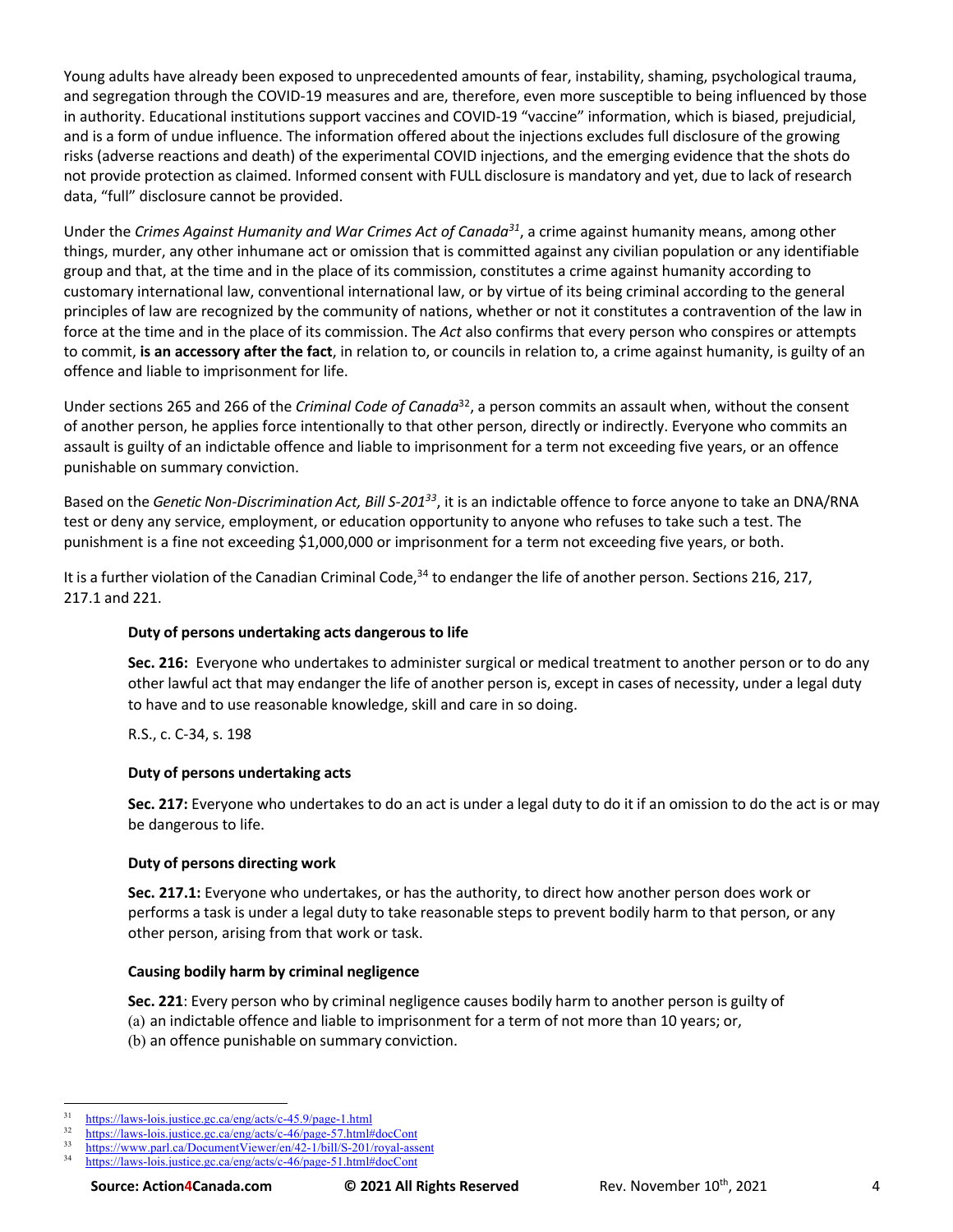Young adults have already been exposed to unprecedented amounts of fear, instability, shaming, psychological trauma, and segregation through the COVID-19 measures and are, therefore, even more susceptible to being influenced by those in authority. Educational institutions support vaccines and COVID-19 "vaccine" information, which is biased, prejudicial, and is a form of undue influence. The information offered about the injections excludes full disclosure of the growing risks (adverse reactions and death) of the experimental COVID injections, and the emerging evidence that the shots do not provide protection as claimed. Informed consent with FULL disclosure is mandatory and yet, due to lack of research data, "full" disclosure cannot be provided.

Under the *Crimes Against Humanity and War Crimes Act of Canada*[31], a crime against humanity means, among other things, murder, any other inhumane act or omission that is committed against any civilian population or any identifiable group and that, at the time and in the place of its commission, constitutes a crime against humanity according to customary international law, conventional international law, or by virtue of its being criminal according to the general principles of law are recognized by the community of nations, whether or not it constitutes a contravention of the law in force at the time and in the place of its commission. The *Act* also confirms that every person who conspires or attempts to commit, **is an accessory after the fact**, in relation to, or councils in relation to, a crime against humanity, is guilty of an offence and liable to imprisonment for life.

Under sections 265 and 266 of the *Criminal Code of Canada*[32], a person commits an assault when, without the consent of another person, he applies force intentionally to that other person, directly or indirectly. Everyone who commits an assault is guilty of an indictable offence and liable to imprisonment for a term not exceeding five years, or an offence punishable on summary conviction.

Based on the *Genetic Non-Discrimination Act, Bill S-201*[33], it is an indictable offence to force anyone to take an DNA/RNA test or deny any service, employment, or education opportunity to anyone who refuses to take such a test. The punishment is a fine not exceeding $1,000,000 or imprisonment for a term not exceeding five years, or both.

It is a further violation of the Canadian Criminal Code,[34] to endanger the life of another person. Sections 216, 217, 217.1 and 221.

> **Duty of persons undertaking acts dangerous to life**
>
> **Sec. 216:** Everyone who undertakes to administer surgical or medical treatment to another person or to do any other lawful act that may endanger the life of another person is, except in cases of necessity, under a legal duty to have and to use reasonable knowledge, skill and care in so doing.
>
> R.S., c. C-34, s. 198
>
> **Duty of persons undertaking acts**
>
> **Sec. 217:** Everyone who undertakes to do an act is under a legal duty to do it if an omission to do the act is or may be dangerous to life.
>
> **Duty of persons directing work**
>
> **Sec. 217.1:** Everyone who undertakes, or has the authority, to direct how another person does work or performs a task is under a legal duty to take reasonable steps to prevent bodily harm to that person, or any other person, arising from that work or task.
>
> **Causing bodily harm by criminal negligence**
>
> **Sec. 221**: Every person who by criminal negligence causes bodily harm to another person is guilty of
> (a) an indictable offence and liable to imprisonment for a term of not more than 10 years; or,
> (b) an offence punishable on summary conviction.

---

[31] https://laws-lois.justice.gc.ca/eng/acts/c-45.9/page-1.html
[32] https://laws-lois.justice.gc.ca/eng/acts/c-46/page-57.html#docCont
[33] https://www.parl.ca/DocumentViewer/en/42-1/bill/S-201/royal-assent
[34] https://laws-lois.justice.gc.ca/eng/acts/c-46/page-51.html#docCont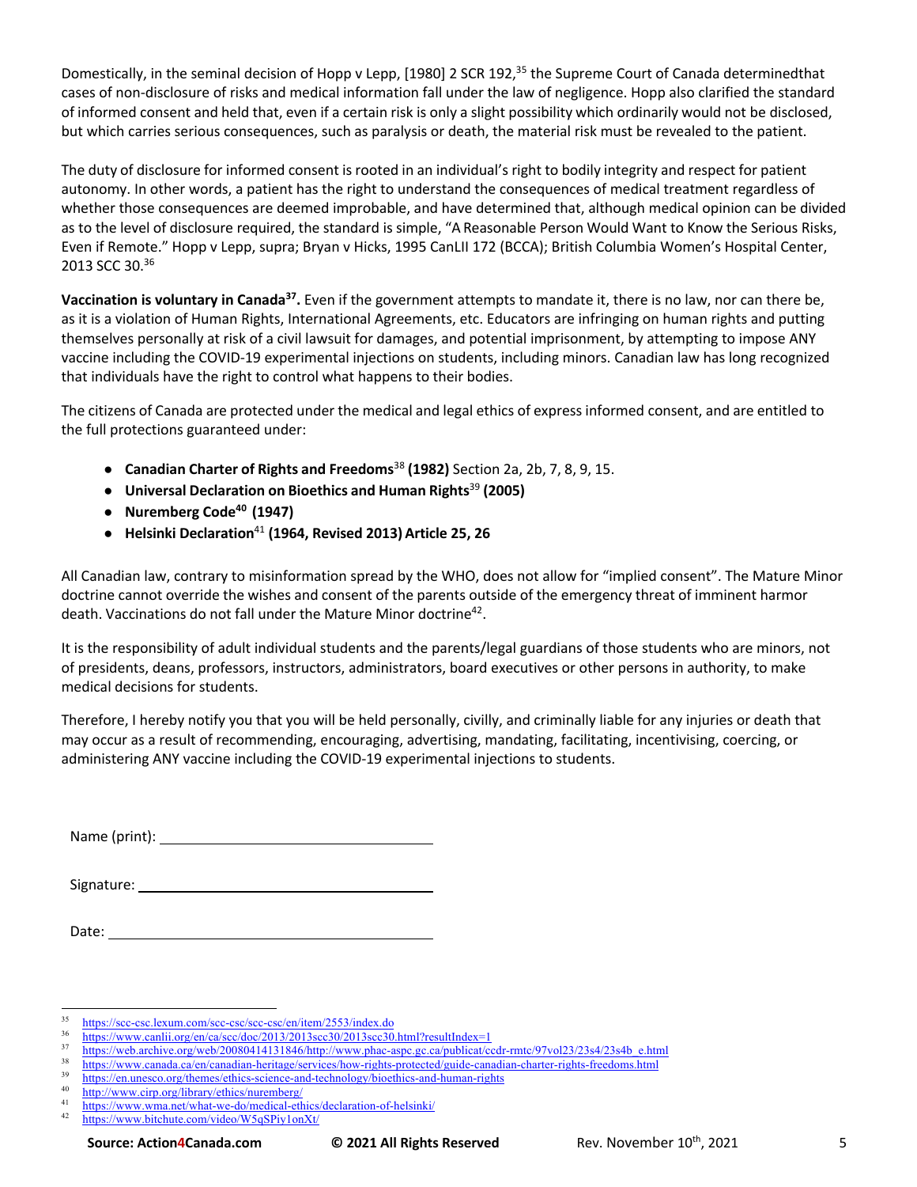Domestically, in the seminal decision of Hopp v Lepp, [1980] 2 SCR 192,[35] the Supreme Court of Canada determinedthat cases of non-disclosure of risks and medical information fall under the law of negligence. Hopp also clarified the standard of informed consent and held that, even if a certain risk is only a slight possibility which ordinarily would not be disclosed, but which carries serious consequences, such as paralysis or death, the material risk must be revealed to the patient.

The duty of disclosure for informed consent is rooted in an individual's right to bodily integrity and respect for patient autonomy. In other words, a patient has the right to understand the consequences of medical treatment regardless of whether those consequences are deemed improbable, and have determined that, although medical opinion can be divided as to the level of disclosure required, the standard is simple, "A Reasonable Person Would Want to Know the Serious Risks, Even if Remote." Hopp v Lepp, supra; Bryan v Hicks, 1995 CanLII 172 (BCCA); British Columbia Women's Hospital Center, 2013 SCC 30.[36]

**Vaccination is voluntary in Canada[37].** Even if the government attempts to mandate it, there is no law, nor can there be, as it is a violation of Human Rights, International Agreements, etc. Educators are infringing on human rights and putting themselves personally at risk of a civil lawsuit for damages, and potential imprisonment, by attempting to impose ANY vaccine including the COVID-19 experimental injections on students, including minors. Canadian law has long recognized that individuals have the right to control what happens to their bodies.

The citizens of Canada are protected under the medical and legal ethics of express informed consent, and are entitled to the full protections guaranteed under:

- **Canadian Charter of Rights and Freedoms**[38] **(1982)** Section 2a, 2b, 7, 8, 9, 15.
- **Universal Declaration on Bioethics and Human Rights**[39] **(2005)**
- **Nuremberg Code[40] (1947)**
- **Helsinki Declaration**[41] **(1964, Revised 2013) Article 25, 26**

All Canadian law, contrary to misinformation spread by the WHO, does not allow for "implied consent". The Mature Minor doctrine cannot override the wishes and consent of the parents outside of the emergency threat of imminent harmor death. Vaccinations do not fall under the Mature Minor doctrine[42].

It is the responsibility of adult individual students and the parents/legal guardians of those students who are minors, not of presidents, deans, professors, instructors, administrators, board executives or other persons in authority, to make medical decisions for students.

Therefore, I hereby notify you that you will be held personally, civilly, and criminally liable for any injuries or death that may occur as a result of recommending, encouraging, advertising, mandating, facilitating, incentivising, coercing, or administering ANY vaccine including the COVID-19 experimental injections to students.

Name (print): ______________________________

Signature: ______________________________

Date: ______________________________

---

[35] https://scc-csc.lexum.com/scc-csc/scc-csc/en/item/2553/index.do
[36] https://www.canlii.org/en/ca/scc/doc/2013/2013scc30/2013scc30.html?resultIndex=1
[37] https://web.archive.org/web/20080414131846/http://www.phac-aspc.gc.ca/publicat/ccdr-rmtc/97vol23/23s4/23s4b_e.html
[38] https://www.canada.ca/en/canadian-heritage/services/how-rights-protected/guide-canadian-charter-rights-freedoms.html
[39] https://en.unesco.org/themes/ethics-science-and-technology/bioethics-and-human-rights
[40] http://www.cirp.org/library/ethics/nuremberg/
[41] https://www.wma.net/what-we-do/medical-ethics/declaration-of-helsinki/
[42] https://www.bitchute.com/video/W5qSPiy1onXt/

**Source: Action4Canada.com** **© 2021 All Rights Reserved** Rev. November 10th, 2021